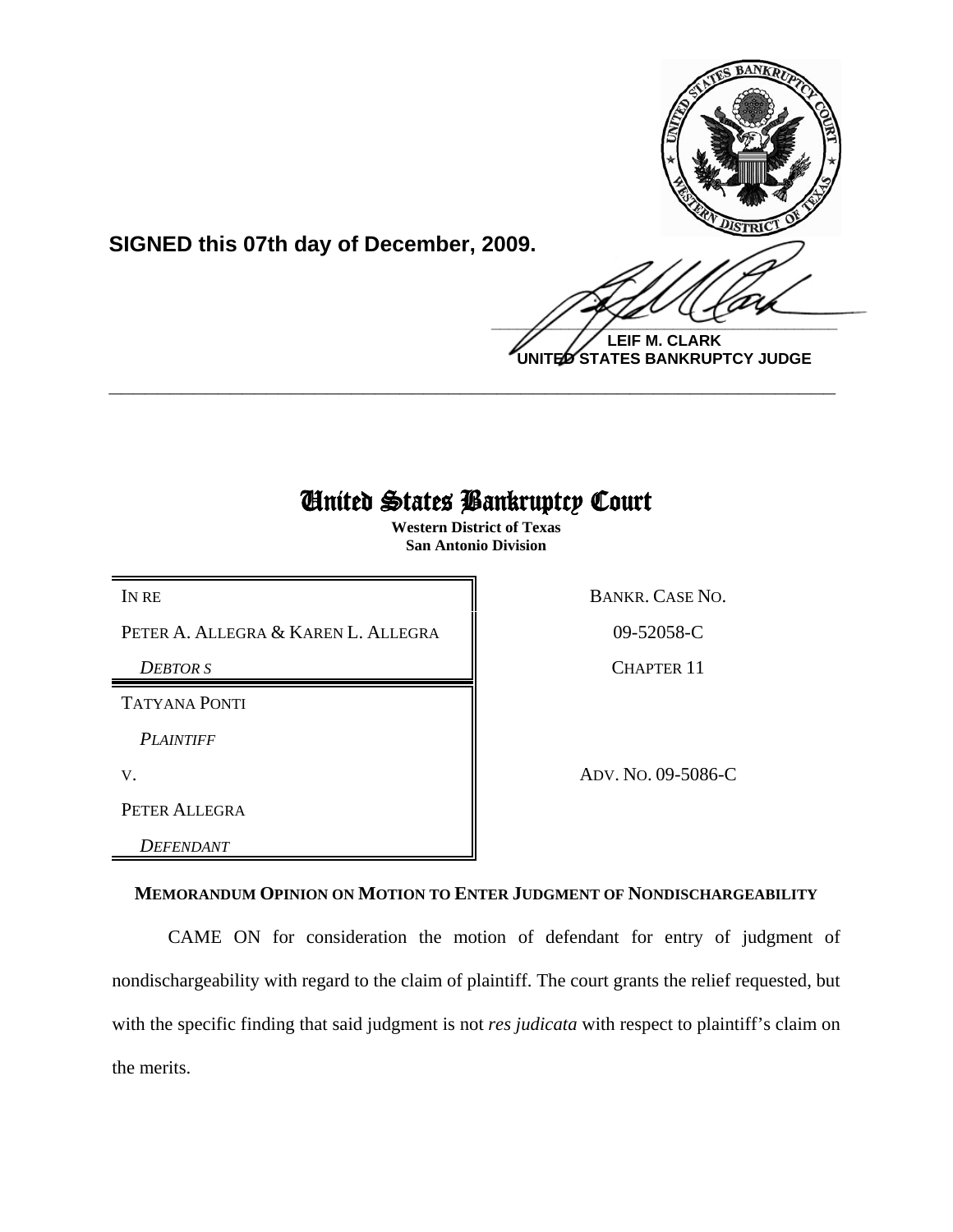**SIGNED this 07th day of December, 2009.**

**LEIF M. CLARK**
**UNITED STATES BANKRUPTCY JUDGE**

---

# United States Bankruptcy Court

**Western District of Texas**
**San Antonio Division**

| | |
|---|---|
| IN RE<br>PETER A. ALLEGRA & KAREN L. ALLEGRA<br>*DEBTOR S* | BANKR. CASE NO.<br>09-52058-C<br>CHAPTER 11 |
| TATYANA PONTI<br>*PLAINTIFF*<br>V.<br>PETER ALLEGRA<br>*DEFENDANT* | ADV. NO. 09-5086-C |

**MEMORANDUM OPINION ON MOTION TO ENTER JUDGMENT OF NONDISCHARGEABILITY**

CAME ON for consideration the motion of defendant for entry of judgment of nondischargeability with regard to the claim of plaintiff. The court grants the relief requested, but with the specific finding that said judgment is not *res judicata* with respect to plaintiff's claim on the merits.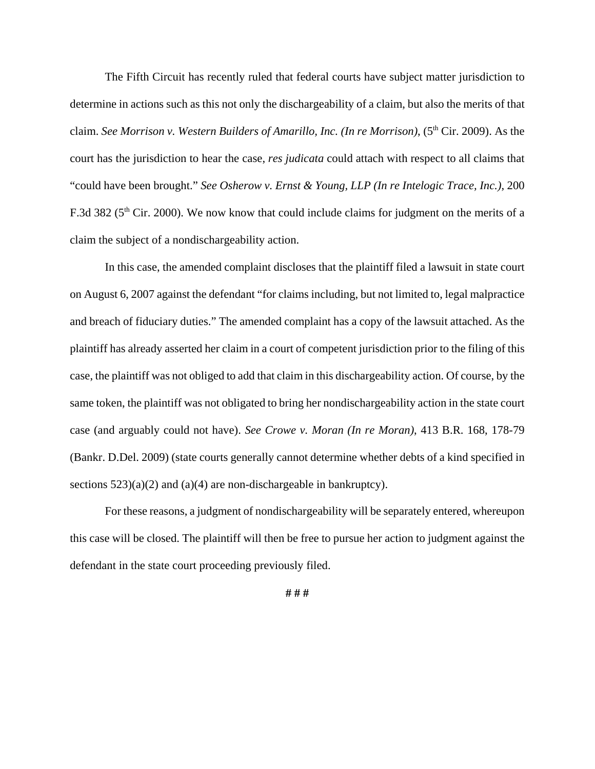The Fifth Circuit has recently ruled that federal courts have subject matter jurisdiction to determine in actions such as this not only the dischargeability of a claim, but also the merits of that claim. *See Morrison v. Western Builders of Amarillo, Inc. (In re Morrison)*, (5th Cir. 2009). As the court has the jurisdiction to hear the case, *res judicata* could attach with respect to all claims that "could have been brought." *See Osherow v. Ernst & Young, LLP (In re Intelogic Trace, Inc.)*, 200 F.3d 382 (5th Cir. 2000). We now know that could include claims for judgment on the merits of a claim the subject of a nondischargeability action.

In this case, the amended complaint discloses that the plaintiff filed a lawsuit in state court on August 6, 2007 against the defendant "for claims including, but not limited to, legal malpractice and breach of fiduciary duties." The amended complaint has a copy of the lawsuit attached. As the plaintiff has already asserted her claim in a court of competent jurisdiction prior to the filing of this case, the plaintiff was not obliged to add that claim in this dischargeability action. Of course, by the same token, the plaintiff was not obligated to bring her nondischargeability action in the state court case (and arguably could not have). *See Crowe v. Moran (In re Moran)*, 413 B.R. 168, 178-79 (Bankr. D.Del. 2009) (state courts generally cannot determine whether debts of a kind specified in sections 523)(a)(2) and (a)(4) are non-dischargeable in bankruptcy).

For these reasons, a judgment of nondischargeability will be separately entered, whereupon this case will be closed. The plaintiff will then be free to pursue her action to judgment against the defendant in the state court proceeding previously filed.

# # #